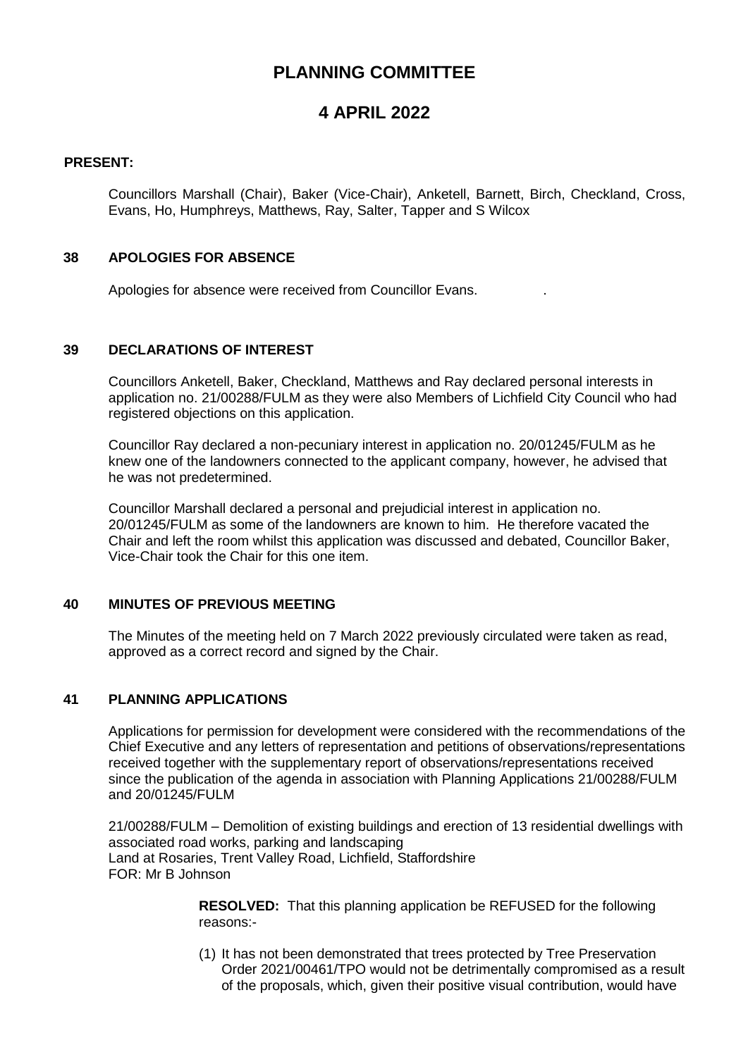# PLANNING COMMITTEE

## 4 APRIL 2022

**PRESENT:**

Councillors Marshall (Chair), Baker (Vice-Chair), Anketell, Barnett, Birch, Checkland, Cross, Evans, Ho, Humphreys, Matthews, Ray, Salter, Tapper and S Wilcox

### 38 APOLOGIES FOR ABSENCE

Apologies for absence were received from Councillor Evans.

### 39 DECLARATIONS OF INTEREST

Councillors Anketell, Baker, Checkland, Matthews and Ray declared personal interests in application no. 21/00288/FULM as they were also Members of Lichfield City Council who had registered objections on this application.

Councillor Ray declared a non-pecuniary interest in application no. 20/01245/FULM as he knew one of the landowners connected to the applicant company, however, he advised that he was not predetermined.

Councillor Marshall declared a personal and prejudicial interest in application no. 20/01245/FULM as some of the landowners are known to him. He therefore vacated the Chair and left the room whilst this application was discussed and debated, Councillor Baker, Vice-Chair took the Chair for this one item.

### 40 MINUTES OF PREVIOUS MEETING

The Minutes of the meeting held on 7 March 2022 previously circulated were taken as read, approved as a correct record and signed by the Chair.

### 41 PLANNING APPLICATIONS

Applications for permission for development were considered with the recommendations of the Chief Executive and any letters of representation and petitions of observations/representations received together with the supplementary report of observations/representations received since the publication of the agenda in association with Planning Applications 21/00288/FULM and 20/01245/FULM

21/00288/FULM – Demolition of existing buildings and erection of 13 residential dwellings with associated road works, parking and landscaping
Land at Rosaries, Trent Valley Road, Lichfield, Staffordshire
FOR: Mr B Johnson

**RESOLVED:** That this planning application be REFUSED for the following reasons:-

(1) It has not been demonstrated that trees protected by Tree Preservation Order 2021/00461/TPO would not be detrimentally compromised as a result of the proposals, which, given their positive visual contribution, would have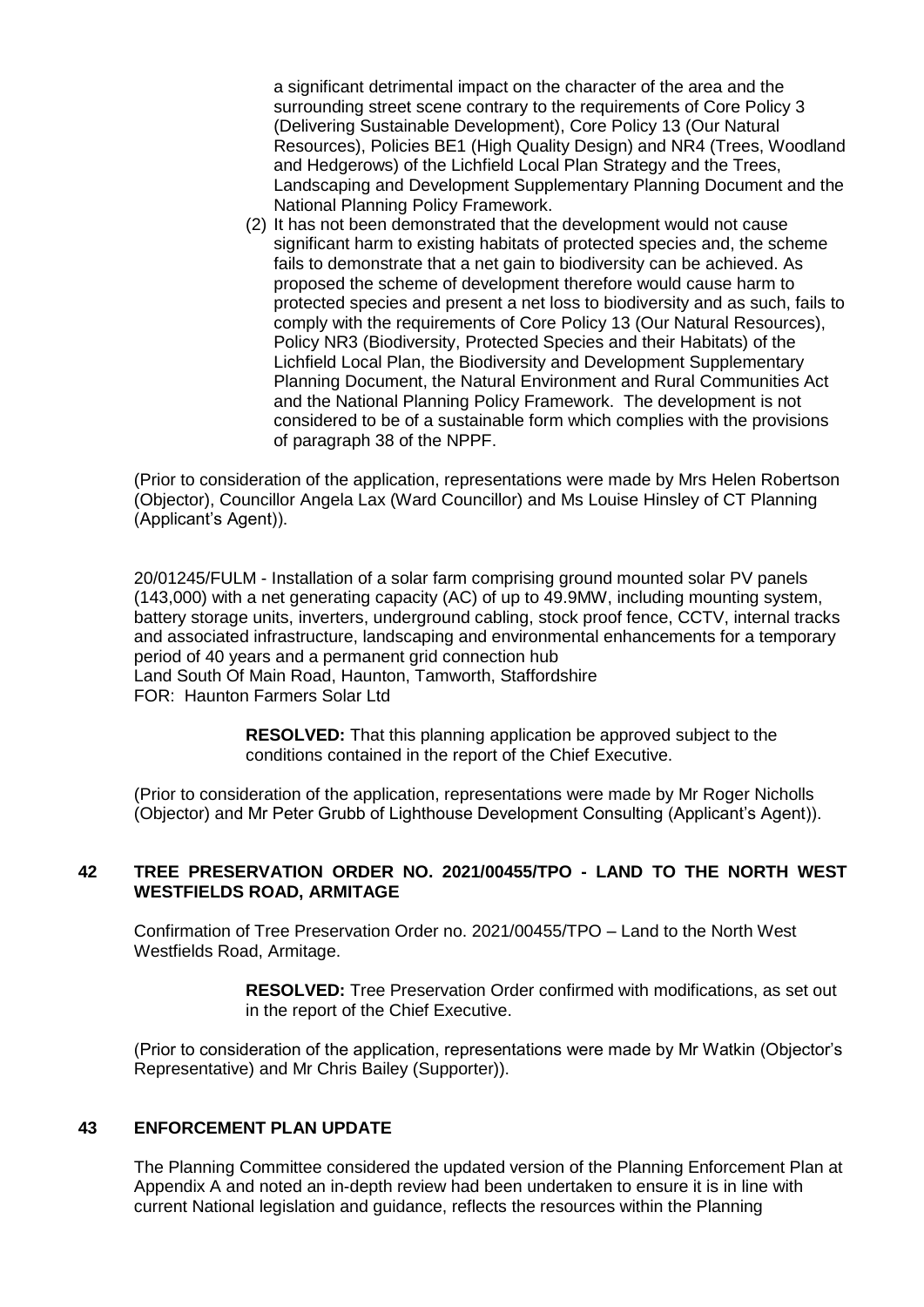a significant detrimental impact on the character of the area and the surrounding street scene contrary to the requirements of Core Policy 3 (Delivering Sustainable Development), Core Policy 13 (Our Natural Resources), Policies BE1 (High Quality Design) and NR4 (Trees, Woodland and Hedgerows) of the Lichfield Local Plan Strategy and the Trees, Landscaping and Development Supplementary Planning Document and the National Planning Policy Framework.

(2) It has not been demonstrated that the development would not cause significant harm to existing habitats of protected species and, the scheme fails to demonstrate that a net gain to biodiversity can be achieved. As proposed the scheme of development therefore would cause harm to protected species and present a net loss to biodiversity and as such, fails to comply with the requirements of Core Policy 13 (Our Natural Resources), Policy NR3 (Biodiversity, Protected Species and their Habitats) of the Lichfield Local Plan, the Biodiversity and Development Supplementary Planning Document, the Natural Environment and Rural Communities Act and the National Planning Policy Framework. The development is not considered to be of a sustainable form which complies with the provisions of paragraph 38 of the NPPF.

(Prior to consideration of the application, representations were made by Mrs Helen Robertson (Objector), Councillor Angela Lax (Ward Councillor) and Ms Louise Hinsley of CT Planning (Applicant's Agent)).

20/01245/FULM - Installation of a solar farm comprising ground mounted solar PV panels (143,000) with a net generating capacity (AC) of up to 49.9MW, including mounting system, battery storage units, inverters, underground cabling, stock proof fence, CCTV, internal tracks and associated infrastructure, landscaping and environmental enhancements for a temporary period of 40 years and a permanent grid connection hub
Land South Of Main Road, Haunton, Tamworth, Staffordshire
FOR: Haunton Farmers Solar Ltd

**RESOLVED:** That this planning application be approved subject to the conditions contained in the report of the Chief Executive.

(Prior to consideration of the application, representations were made by Mr Roger Nicholls (Objector) and Mr Peter Grubb of Lighthouse Development Consulting (Applicant's Agent)).

## 42 TREE PRESERVATION ORDER NO. 2021/00455/TPO - LAND TO THE NORTH WEST WESTFIELDS ROAD, ARMITAGE

Confirmation of Tree Preservation Order no. 2021/00455/TPO – Land to the North West Westfields Road, Armitage.

**RESOLVED:** Tree Preservation Order confirmed with modifications, as set out in the report of the Chief Executive.

(Prior to consideration of the application, representations were made by Mr Watkin (Objector's Representative) and Mr Chris Bailey (Supporter)).

## 43 ENFORCEMENT PLAN UPDATE

The Planning Committee considered the updated version of the Planning Enforcement Plan at Appendix A and noted an in-depth review had been undertaken to ensure it is in line with current National legislation and guidance, reflects the resources within the Planning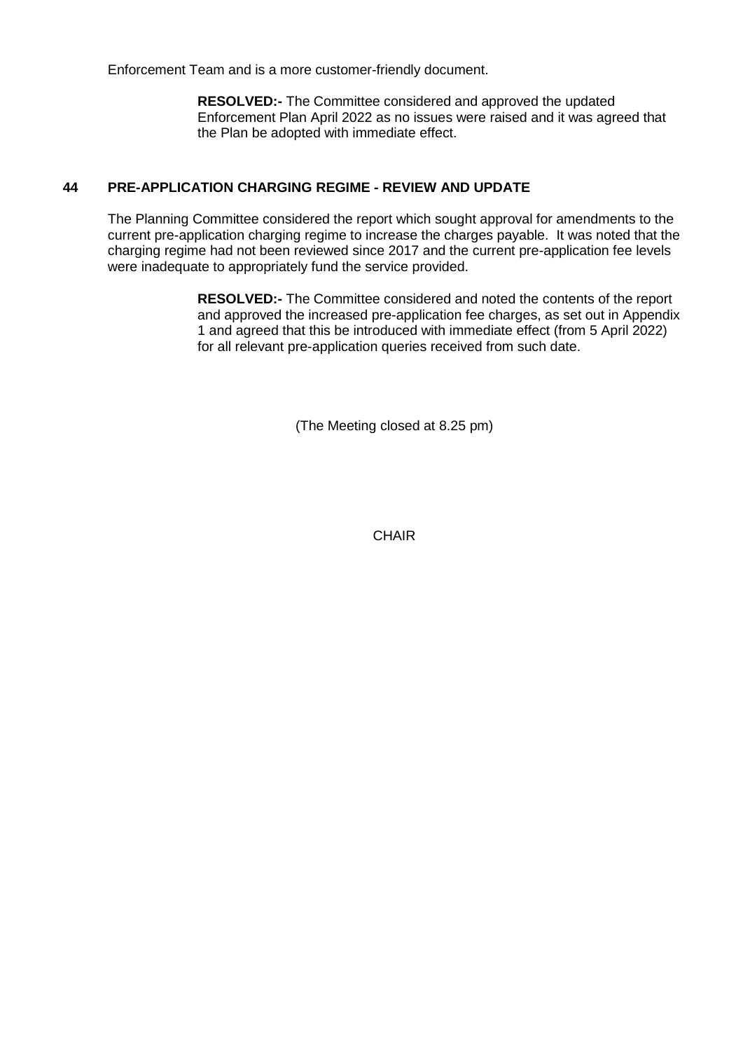Enforcement Team and is a more customer-friendly document.

> **RESOLVED:-** The Committee considered and approved the updated Enforcement Plan April 2022 as no issues were raised and it was agreed that the Plan be adopted with immediate effect.

## 44 PRE-APPLICATION CHARGING REGIME - REVIEW AND UPDATE

The Planning Committee considered the report which sought approval for amendments to the current pre-application charging regime to increase the charges payable. It was noted that the charging regime had not been reviewed since 2017 and the current pre-application fee levels were inadequate to appropriately fund the service provided.

> **RESOLVED:-** The Committee considered and noted the contents of the report and approved the increased pre-application fee charges, as set out in Appendix 1 and agreed that this be introduced with immediate effect (from 5 April 2022) for all relevant pre-application queries received from such date.

(The Meeting closed at 8.25 pm)

CHAIR